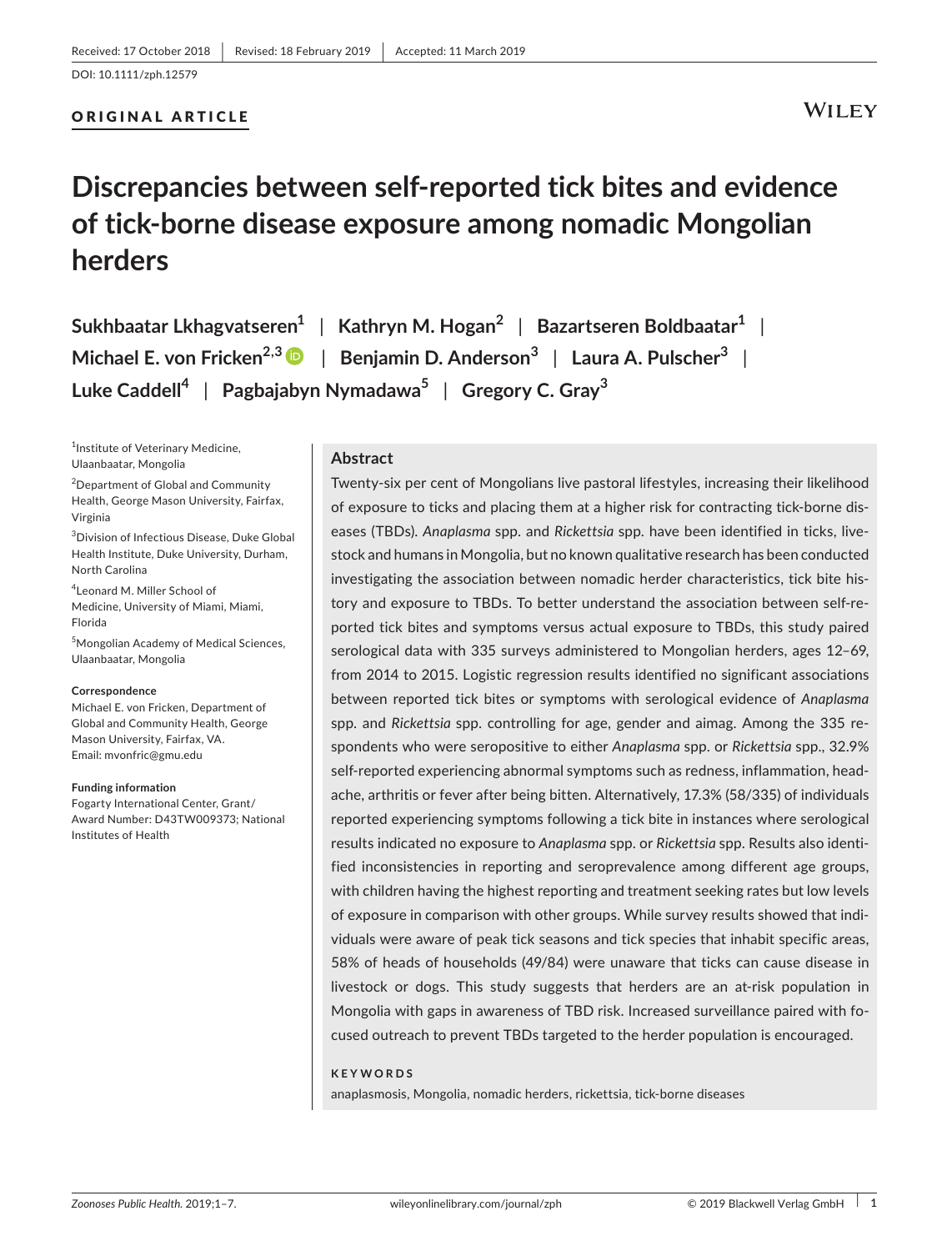Received: 17 October 2018 | Revised: 18 February 2019 | Accepted: 11 March 2019

DOI: 10.1111/zph.12579

ORIGINAL ARTICLE

# Discrepancies between self-reported tick bites and evidence of tick-borne disease exposure among nomadic Mongolian herders

**Sukhbaatar Lkhagvatseren[1] | Kathryn M. Hogan[2] | Bazartseren Boldbaatar[1] | Michael E. von Fricken[2,3] | Benjamin D. Anderson[3] | Laura A. Pulscher[3] | Luke Caddell[4] | Pagbajabyn Nymadawa[5] | Gregory C. Gray[3]**

[1]Institute of Veterinary Medicine, Ulaanbaatar, Mongolia

[2]Department of Global and Community Health, George Mason University, Fairfax, Virginia

[3]Division of Infectious Disease, Duke Global Health Institute, Duke University, Durham, North Carolina

[4]Leonard M. Miller School of Medicine, University of Miami, Miami, Florida

[5]Mongolian Academy of Medical Sciences, Ulaanbaatar, Mongolia

**Correspondence**
Michael E. von Fricken, Department of Global and Community Health, George Mason University, Fairfax, VA.
Email: mvonfric@gmu.edu

**Funding information**
Fogarty International Center, Grant/Award Number: D43TW009373; National Institutes of Health

## Abstract

Twenty-six per cent of Mongolians live pastoral lifestyles, increasing their likelihood of exposure to ticks and placing them at a higher risk for contracting tick-borne diseases (TBDs). *Anaplasma* spp. and *Rickettsia* spp. have been identified in ticks, livestock and humans in Mongolia, but no known qualitative research has been conducted investigating the association between nomadic herder characteristics, tick bite history and exposure to TBDs. To better understand the association between self-reported tick bites and symptoms versus actual exposure to TBDs, this study paired serological data with 335 surveys administered to Mongolian herders, ages 12–69, from 2014 to 2015. Logistic regression results identified no significant associations between reported tick bites or symptoms with serological evidence of *Anaplasma* spp. and *Rickettsia* spp. controlling for age, gender and aimag. Among the 335 respondents who were seropositive to either *Anaplasma* spp. or *Rickettsia* spp., 32.9% self-reported experiencing abnormal symptoms such as redness, inflammation, headache, arthritis or fever after being bitten. Alternatively, 17.3% (58/335) of individuals reported experiencing symptoms following a tick bite in instances where serological results indicated no exposure to *Anaplasma* spp. or *Rickettsia* spp. Results also identified inconsistencies in reporting and seroprevalence among different age groups, with children having the highest reporting and treatment seeking rates but low levels of exposure in comparison with other groups. While survey results showed that individuals were aware of peak tick seasons and tick species that inhabit specific areas, 58% of heads of households (49/84) were unaware that ticks can cause disease in livestock or dogs. This study suggests that herders are an at-risk population in Mongolia with gaps in awareness of TBD risk. Increased surveillance paired with focused outreach to prevent TBDs targeted to the herder population is encouraged.

**KEYWORDS**

anaplasmosis, Mongolia, nomadic herders, rickettsia, tick-borne diseases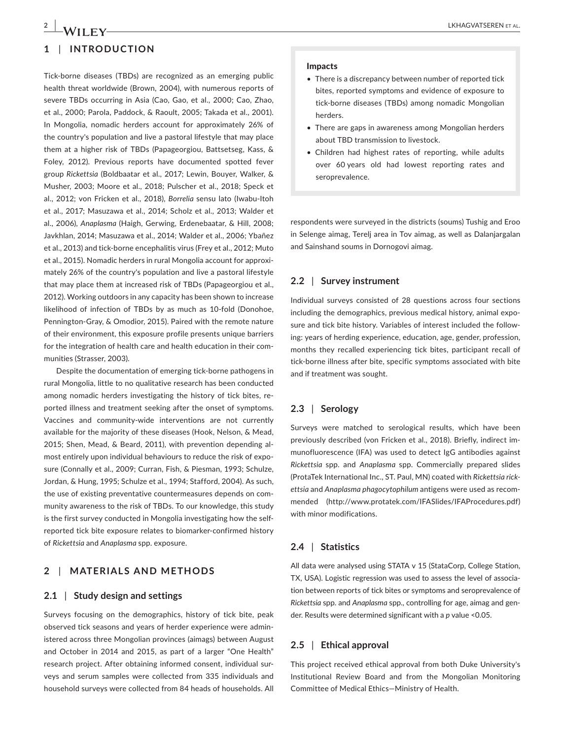## 1 | INTRODUCTION

Tick-borne diseases (TBDs) are recognized as an emerging public health threat worldwide (Brown, 2004), with numerous reports of severe TBDs occurring in Asia (Cao, Gao, et al., 2000; Cao, Zhao, et al., 2000; Parola, Paddock, & Raoult, 2005; Takada et al., 2001). In Mongolia, nomadic herders account for approximately 26% of the country's population and live a pastoral lifestyle that may place them at a higher risk of TBDs (Papageorgiou, Battsetseg, Kass, & Foley, 2012). Previous reports have documented spotted fever group *Rickettsia* (Boldbaatar et al., 2017; Lewin, Bouyer, Walker, & Musher, 2003; Moore et al., 2018; Pulscher et al., 2018; Speck et al., 2012; von Fricken et al., 2018), *Borrelia* sensu lato (Iwabu-Itoh et al., 2017; Masuzawa et al., 2014; Scholz et al., 2013; Walder et al., 2006), *Anaplasma* (Haigh, Gerwing, Erdenebaatar, & Hill, 2008; Javkhlan, 2014; Masuzawa et al., 2014; Walder et al., 2006; Ybañez et al., 2013) and tick-borne encephalitis virus (Frey et al., 2012; Muto et al., 2015). Nomadic herders in rural Mongolia account for approximately 26% of the country's population and live a pastoral lifestyle that may place them at increased risk of TBDs (Papageorgiou et al., 2012). Working outdoors in any capacity has been shown to increase likelihood of infection of TBDs by as much as 10-fold (Donohoe, Pennington-Gray, & Omodior, 2015). Paired with the remote nature of their environment, this exposure profile presents unique barriers for the integration of health care and health education in their communities (Strasser, 2003).

Despite the documentation of emerging tick-borne pathogens in rural Mongolia, little to no qualitative research has been conducted among nomadic herders investigating the history of tick bites, reported illness and treatment seeking after the onset of symptoms. Vaccines and community-wide interventions are not currently available for the majority of these diseases (Hook, Nelson, & Mead, 2015; Shen, Mead, & Beard, 2011), with prevention depending almost entirely upon individual behaviours to reduce the risk of exposure (Connally et al., 2009; Curran, Fish, & Piesman, 1993; Schulze, Jordan, & Hung, 1995; Schulze et al., 1994; Stafford, 2004). As such, the use of existing preventative countermeasures depends on community awareness to the risk of TBDs. To our knowledge, this study is the first survey conducted in Mongolia investigating how the self-reported tick bite exposure relates to biomarker-confirmed history of *Rickettsia* and *Anaplasma* spp. exposure.

> **Impacts**
>
> - There is a discrepancy between number of reported tick bites, reported symptoms and evidence of exposure to tick-borne diseases (TBDs) among nomadic Mongolian herders.
> - There are gaps in awareness among Mongolian herders about TBD transmission to livestock.
> - Children had highest rates of reporting, while adults over 60 years old had lowest reporting rates and seroprevalence.

## 2 | MATERIALS AND METHODS

### 2.1 | Study design and settings

Surveys focusing on the demographics, history of tick bite, peak observed tick seasons and years of herder experience were administered across three Mongolian provinces (aimags) between August and October in 2014 and 2015, as part of a larger "One Health" research project. After obtaining informed consent, individual surveys and serum samples were collected from 335 individuals and household surveys were collected from 84 heads of households. All respondents were surveyed in the districts (soums) Tushig and Eroo in Selenge aimag, Terelj area in Tov aimag, as well as Dalanjargalan and Sainshand soums in Dornogovi aimag.

### 2.2 | Survey instrument

Individual surveys consisted of 28 questions across four sections including the demographics, previous medical history, animal exposure and tick bite history. Variables of interest included the following: years of herding experience, education, age, gender, profession, months they recalled experiencing tick bites, participant recall of tick-borne illness after bite, specific symptoms associated with bite and if treatment was sought.

### 2.3 | Serology

Surveys were matched to serological results, which have been previously described (von Fricken et al., 2018). Briefly, indirect immunofluorescence (IFA) was used to detect IgG antibodies against *Rickettsia* spp. and *Anaplasma* spp. Commercially prepared slides (ProtaTek International Inc., ST. Paul, MN) coated with *Rickettsia rickettsia* and *Anaplasma phagocytophilum* antigens were used as recommended (http://www.protatek.com/IFASlides/IFAProcedures.pdf) with minor modifications.

### 2.4 | Statistics

All data were analysed using STATA v 15 (StataCorp, College Station, TX, USA). Logistic regression was used to assess the level of association between reports of tick bites or symptoms and seroprevalence of *Rickettsia* spp. and *Anaplasma* spp., controlling for age, aimag and gender. Results were determined significant with a *p* value $<0.05$.

### 2.5 | Ethical approval

This project received ethical approval from both Duke University's Institutional Review Board and from the Mongolian Monitoring Committee of Medical Ethics—Ministry of Health.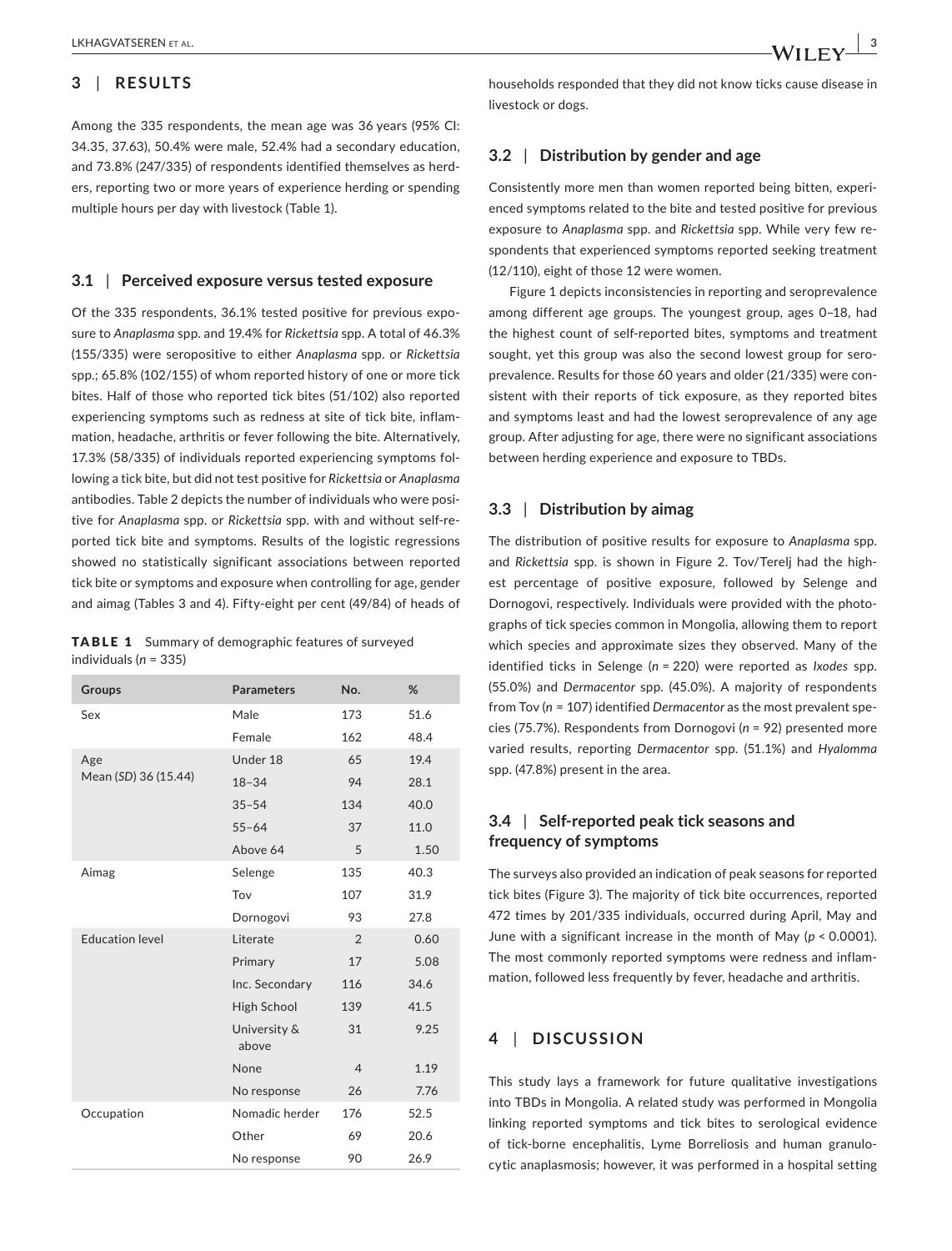## 3 | RESULTS

Among the 335 respondents, the mean age was 36 years (95% CI: 34.35, 37.63), 50.4% were male, 52.4% had a secondary education, and 73.8% (247/335) of respondents identified themselves as herders, reporting two or more years of experience herding or spending multiple hours per day with livestock (Table 1).

### 3.1 | Perceived exposure versus tested exposure

Of the 335 respondents, 36.1% tested positive for previous exposure to *Anaplasma* spp. and 19.4% for *Rickettsia* spp. A total of 46.3% (155/335) were seropositive to either *Anaplasma* spp. or *Rickettsia* spp.; 65.8% (102/155) of whom reported history of one or more tick bites. Half of those who reported tick bites (51/102) also reported experiencing symptoms such as redness at site of tick bite, inflammation, headache, arthritis or fever following the bite. Alternatively, 17.3% (58/335) of individuals reported experiencing symptoms following a tick bite, but did not test positive for *Rickettsia* or *Anaplasma* antibodies. Table 2 depicts the number of individuals who were positive for *Anaplasma* spp. or *Rickettsia* spp. with and without self-reported tick bite and symptoms. Results of the logistic regressions showed no statistically significant associations between reported tick bite or symptoms and exposure when controlling for age, gender and aimag (Tables 3 and 4). Fifty-eight per cent (49/84) of heads of households responded that they did not know ticks cause disease in livestock or dogs.

**TABLE 1** Summary of demographic features of surveyed individuals ($n$ = 335)

| Groups | Parameters | No. | % |
|---|---|---|---|
| Sex | Male | 173 | 51.6 |
| | Female | 162 | 48.4 |
| Age<br>Mean (*SD*) 36 (15.44) | Under 18 | 65 | 19.4 |
| | 18–34 | 94 | 28.1 |
| | 35–54 | 134 | 40.0 |
| | 55–64 | 37 | 11.0 |
| | Above 64 | 5 | 1.50 |
| Aimag | Selenge | 135 | 40.3 |
| | Tov | 107 | 31.9 |
| | Dornogovi | 93 | 27.8 |
| Education level | Literate | 2 | 0.60 |
| | Primary | 17 | 5.08 |
| | Inc. Secondary | 116 | 34.6 |
| | High School | 139 | 41.5 |
| | University & above | 31 | 9.25 |
| | None | 4 | 1.19 |
| | No response | 26 | 7.76 |
| Occupation | Nomadic herder | 176 | 52.5 |
| | Other | 69 | 20.6 |
| | No response | 90 | 26.9 |

### 3.2 | Distribution by gender and age

Consistently more men than women reported being bitten, experienced symptoms related to the bite and tested positive for previous exposure to *Anaplasma* spp. and *Rickettsia* spp. While very few respondents that experienced symptoms reported seeking treatment (12/110), eight of those 12 were women.

Figure 1 depicts inconsistencies in reporting and seroprevalence among different age groups. The youngest group, ages 0–18, had the highest count of self-reported bites, symptoms and treatment sought, yet this group was also the second lowest group for seroprevalence. Results for those 60 years and older (21/335) were consistent with their reports of tick exposure, as they reported bites and symptoms least and had the lowest seroprevalence of any age group. After adjusting for age, there were no significant associations between herding experience and exposure to TBDs.

### 3.3 | Distribution by aimag

The distribution of positive results for exposure to *Anaplasma* spp. and *Rickettsia* spp. is shown in Figure 2. Tov/Terelj had the highest percentage of positive exposure, followed by Selenge and Dornogovi, respectively. Individuals were provided with the photographs of tick species common in Mongolia, allowing them to report which species and approximate sizes they observed. Many of the identified ticks in Selenge ($n$ = 220) were reported as *Ixodes* spp. (55.0%) and *Dermacentor* spp. (45.0%). A majority of respondents from Tov ($n$ = 107) identified *Dermacentor* as the most prevalent species (75.7%). Respondents from Dornogovi ($n$ = 92) presented more varied results, reporting *Dermacentor* spp. (51.1%) and *Hyalomma* spp. (47.8%) present in the area.

### 3.4 | Self-reported peak tick seasons and frequency of symptoms

The surveys also provided an indication of peak seasons for reported tick bites (Figure 3). The majority of tick bite occurrences, reported 472 times by 201/335 individuals, occurred during April, May and June with a significant increase in the month of May ($p$ < 0.0001). The most commonly reported symptoms were redness and inflammation, followed less frequently by fever, headache and arthritis.

## 4 | DISCUSSION

This study lays a framework for future qualitative investigations into TBDs in Mongolia. A related study was performed in Mongolia linking reported symptoms and tick bites to serological evidence of tick-borne encephalitis, Lyme Borreliosis and human granulocytic anaplasmosis; however, it was performed in a hospital setting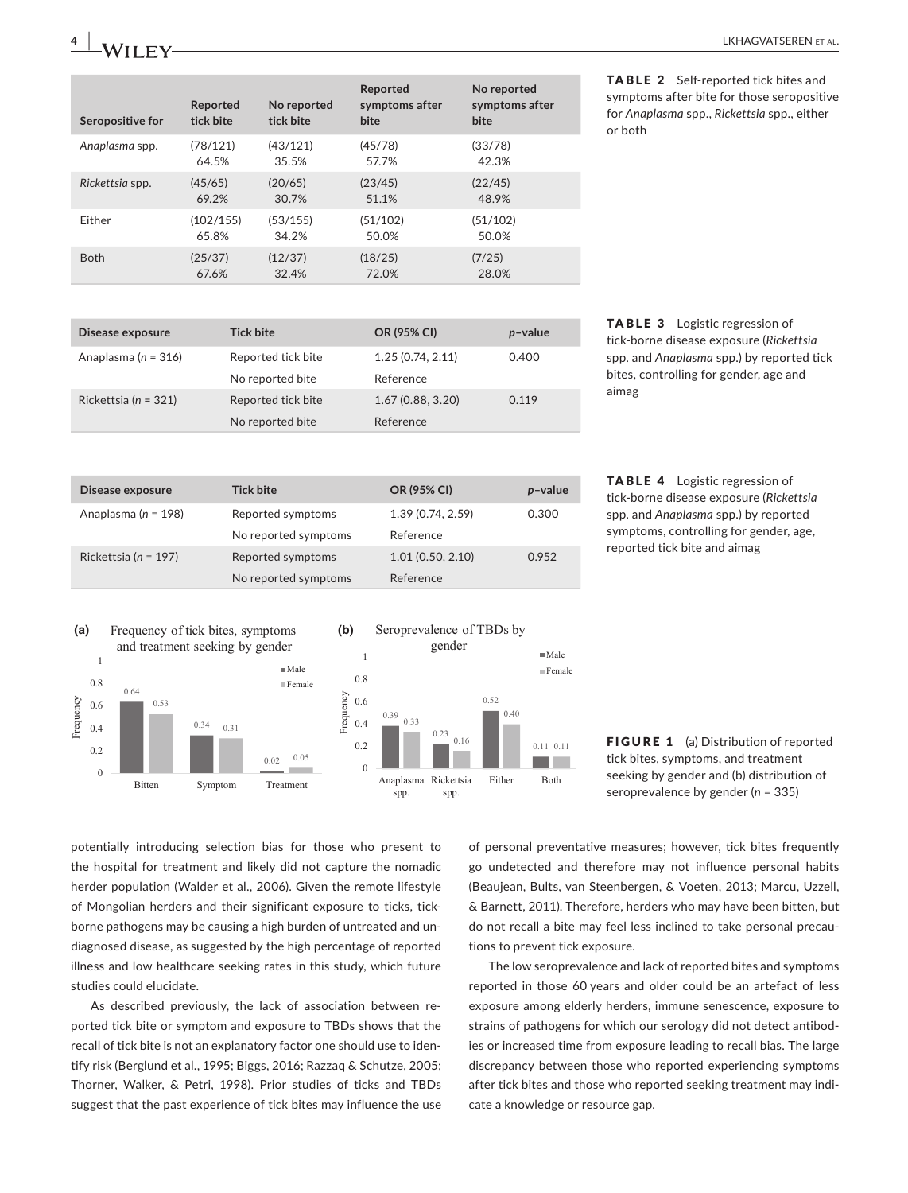| Seropositive for | Reported tick bite | No reported tick bite | Reported symptoms after bite | No reported symptoms after bite |
|---|---|---|---|---|
| *Anaplasma* spp. | (78/121) 64.5% | (43/121) 35.5% | (45/78) 57.7% | (33/78) 42.3% |
| *Rickettsia* spp. | (45/65) 69.2% | (20/65) 30.7% | (23/45) 51.1% | (22/45) 48.9% |
| Either | (102/155) 65.8% | (53/155) 34.2% | (51/102) 50.0% | (51/102) 50.0% |
| Both | (25/37) 67.6% | (12/37) 32.4% | (18/25) 72.0% | (7/25) 28.0% |

**TABLE 2** Self-reported tick bites and symptoms after bite for those seropositive for *Anaplasma* spp., *Rickettsia* spp., either or both

| Disease exposure | Tick bite | OR (95% CI) | *p*–value |
|---|---|---|---|
| Anaplasma ($n$ = 316) | Reported tick bite | 1.25 (0.74, 2.11) | 0.400 |
| | No reported bite | Reference | |
| Rickettsia ($n$ = 321) | Reported tick bite | 1.67 (0.88, 3.20) | 0.119 |
| | No reported bite | Reference | |

**TABLE 3** Logistic regression of tick-borne disease exposure (*Rickettsia* spp. and *Anaplasma* spp.) by reported tick bites, controlling for gender, age and aimag

| Disease exposure | Tick bite | OR (95% CI) | *p*–value |
|---|---|---|---|
| Anaplasma ($n$ = 198) | Reported symptoms | 1.39 (0.74, 2.59) | 0.300 |
| | No reported symptoms | Reference | |
| Rickettsia ($n$ = 197) | Reported symptoms | 1.01 (0.50, 2.10) | 0.952 |
| | No reported symptoms | Reference | |

**TABLE 4** Logistic regression of tick-borne disease exposure (*Rickettsia* spp. and *Anaplasma* spp.) by reported symptoms, controlling for gender, age, reported tick bite and aimag

(a) Frequency of tick bites, symptoms and treatment seeking by gender

| | Male | Female |
|---|---|---|
| Bitten | 0.64 | 0.53 |
| Symptom | 0.34 | 0.31 |
| Treatment | 0.02 | 0.05 |

(b) Seroprevalence of TBDs by gender

| | Male | Female |
|---|---|---|
| Anaplasma spp. | 0.39 | 0.33 |
| Rickettsia spp. | 0.23 | 0.16 |
| Either | 0.52 | 0.40 |
| Both | 0.11 | 0.11 |

**FIGURE 1** (a) Distribution of reported tick bites, symptoms, and treatment seeking by gender and (b) distribution of seroprevalence by gender ($n$ = 335)

potentially introducing selection bias for those who present to the hospital for treatment and likely did not capture the nomadic herder population (Walder et al., 2006). Given the remote lifestyle of Mongolian herders and their significant exposure to ticks, tick-borne pathogens may be causing a high burden of untreated and undiagnosed disease, as suggested by the high percentage of reported illness and low healthcare seeking rates in this study, which future studies could elucidate.

As described previously, the lack of association between reported tick bite or symptom and exposure to TBDs shows that the recall of tick bite is not an explanatory factor one should use to identify risk (Berglund et al., 1995; Biggs, 2016; Razzaq & Schutze, 2005; Thorner, Walker, & Petri, 1998). Prior studies of ticks and TBDs suggest that the past experience of tick bites may influence the use of personal preventative measures; however, tick bites frequently go undetected and therefore may not influence personal habits (Beaujean, Bults, van Steenbergen, & Voeten, 2013; Marcu, Uzzell, & Barnett, 2011). Therefore, herders who may have been bitten, but do not recall a bite may feel less inclined to take personal precautions to prevent tick exposure.

The low seroprevalence and lack of reported bites and symptoms reported in those 60 years and older could be an artefact of less exposure among elderly herders, immune senescence, exposure to strains of pathogens for which our serology did not detect antibodies or increased time from exposure leading to recall bias. The large discrepancy between those who reported experiencing symptoms after tick bites and those who reported seeking treatment may indicate a knowledge or resource gap.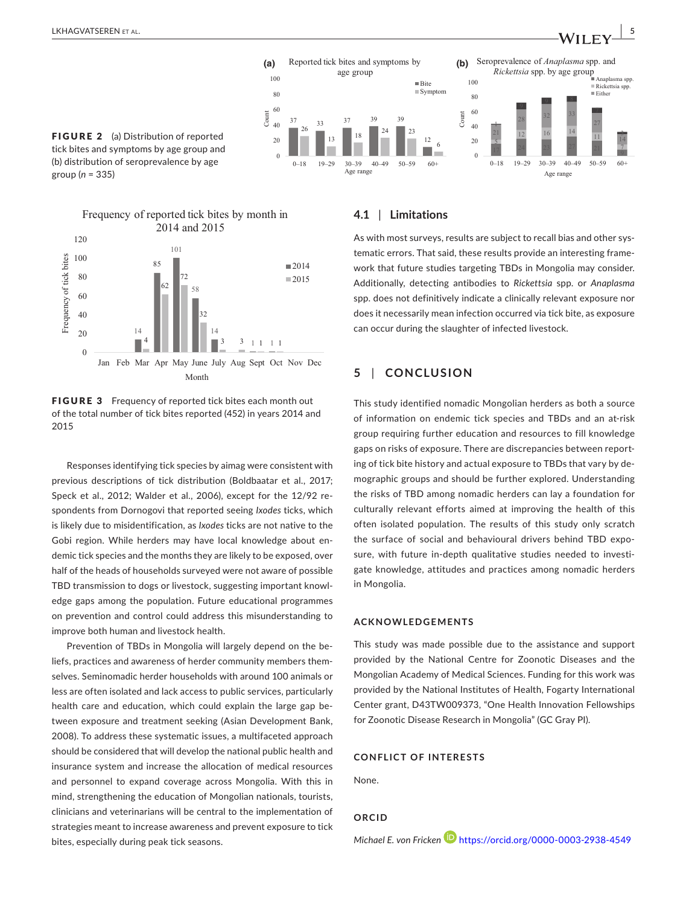**FIGURE 2** (a) Distribution of reported tick bites and symptoms by age group and (b) distribution of seroprevalence by age group ($n$ = 335)

**FIGURE 3** Frequency of reported tick bites each month out of the total number of tick bites reported (452) in years 2014 and 2015

Responses identifying tick species by aimag were consistent with previous descriptions of tick distribution (Boldbaatar et al., 2017; Speck et al., 2012; Walder et al., 2006), except for the 12/92 respondents from Dornogovi that reported seeing *Ixodes* ticks, which is likely due to misidentification, as *Ixodes* ticks are not native to the Gobi region. While herders may have local knowledge about endemic tick species and the months they are likely to be exposed, over half of the heads of households surveyed were not aware of possible TBD transmission to dogs or livestock, suggesting important knowledge gaps among the population. Future educational programmes on prevention and control could address this misunderstanding to improve both human and livestock health.

Prevention of TBDs in Mongolia will largely depend on the beliefs, practices and awareness of herder community members themselves. Seminomadic herder households with around 100 animals or less are often isolated and lack access to public services, particularly health care and education, which could explain the large gap between exposure and treatment seeking (Asian Development Bank, 2008). To address these systematic issues, a multifaceted approach should be considered that will develop the national public health and insurance system and increase the allocation of medical resources and personnel to expand coverage across Mongolia. With this in mind, strengthening the education of Mongolian nationals, tourists, clinicians and veterinarians will be central to the implementation of strategies meant to increase awareness and prevent exposure to tick bites, especially during peak tick seasons.

### 4.1 | Limitations

As with most surveys, results are subject to recall bias and other systematic errors. That said, these results provide an interesting framework that future studies targeting TBDs in Mongolia may consider. Additionally, detecting antibodies to *Rickettsia* spp. or *Anaplasma* spp. does not definitively indicate a clinically relevant exposure nor does it necessarily mean infection occurred via tick bite, as exposure can occur during the slaughter of infected livestock.

## 5 | CONCLUSION

This study identified nomadic Mongolian herders as both a source of information on endemic tick species and TBDs and an at-risk group requiring further education and resources to fill knowledge gaps on risks of exposure. There are discrepancies between reporting of tick bite history and actual exposure to TBDs that vary by demographic groups and should be further explored. Understanding the risks of TBD among nomadic herders can lay a foundation for culturally relevant efforts aimed at improving the health of this often isolated population. The results of this study only scratch the surface of social and behavioural drivers behind TBD exposure, with future in-depth qualitative studies needed to investigate knowledge, attitudes and practices among nomadic herders in Mongolia.

### ACKNOWLEDGEMENTS

This study was made possible due to the assistance and support provided by the National Centre for Zoonotic Diseases and the Mongolian Academy of Medical Sciences. Funding for this work was provided by the National Institutes of Health, Fogarty International Center grant, D43TW009373, "One Health Innovation Fellowships for Zoonotic Disease Research in Mongolia" (GC Gray PI).

### CONFLICT OF INTERESTS

None.

### ORCID

*Michael E. von Fricken* https://orcid.org/0000-0003-2938-4549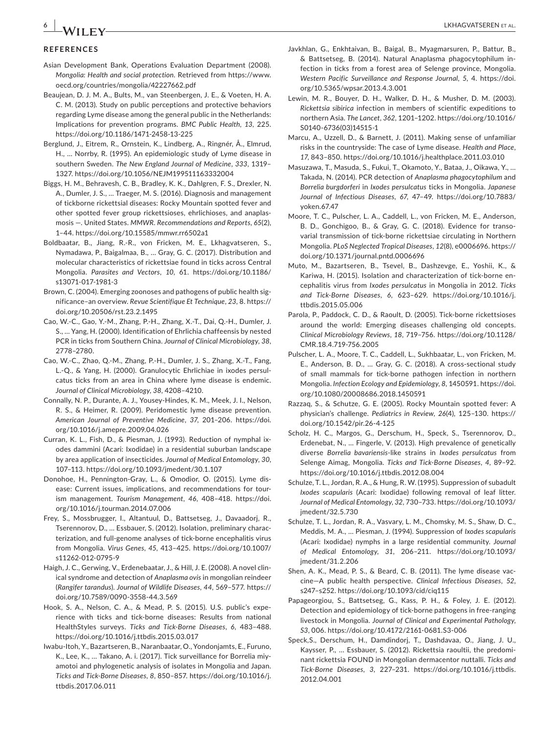## REFERENCES

Asian Development Bank, Operations Evaluation Department (2008). *Mongolia: Health and social protection*. Retrieved from https://www.oecd.org/countries/mongolia/42227662.pdf

Beaujean, D. J. M. A., Bults, M., van Steenbergen, J. E., & Voeten, H. A. C. M. (2013). Study on public perceptions and protective behaviors regarding Lyme disease among the general public in the Netherlands: Implications for prevention programs. *BMC Public Health*, *13*, 225. https://doi.org/10.1186/1471-2458-13-225

Berglund, J., Eitrem, R., Ornstein, K., Lindberg, A., Ringnér, Å., Elmrud, H., … Norrby, R. (1995). An epidemiologic study of Lyme disease in southern Sweden. *The New England Journal of Medicine*, *333*, 1319–1327. https://doi.org/10.1056/NEJM199511163332004

Biggs, H. M., Behravesh, C. B., Bradley, K. K., Dahlgren, F. S., Drexler, N. A., Dumler, J. S., … Traeger, M. S. (2016). Diagnosis and management of tickborne rickettsial diseases: Rocky Mountain spotted fever and other spotted fever group rickettsioses, ehrlichioses, and anaplasmosis —. United States. *MMWR. Recommendations and Reports*, *65*(2), 1–44. https://doi.org/10.15585/mmwr.rr6502a1

Boldbaatar, B., Jiang, R.-R., von Fricken, M. E., Lkhagvatseren, S., Nymadawa, P., Baigalmaa, B., … Gray, G. C. (2017). Distribution and molecular characteristics of rickettsiae found in ticks across Central Mongolia. *Parasites and Vectors*, *10*, 61. https://doi.org/10.1186/s13071-017-1981-3

Brown, C. (2004). Emerging zoonoses and pathogens of public health significance–an overview. *Revue Scientifique Et Technique*, *23*, 8. https://doi.org/10.20506/rst.23.2.1495

Cao, W.-C., Gao, Y.-M., Zhang, P.-H., Zhang, X.-T., Dai, Q.-H., Dumler, J. S., … Yang, H. (2000). Identification of Ehrlichia chaffeensis by nested PCR in ticks from Southern China. *Journal of Clinical Microbiology*, *38*, 2778–2780.

Cao, W.-C., Zhao, Q.-M., Zhang, P.-H., Dumler, J. S., Zhang, X.-T., Fang, L.-Q., & Yang, H. (2000). Granulocytic Ehrlichiae in ixodes persulcatus ticks from an area in China where lyme disease is endemic. *Journal of Clinical Microbiology*, *38*, 4208–4210.

Connally, N. P., Durante, A. J., Yousey-Hindes, K. M., Meek, J. I., Nelson, R. S., & Heimer, R. (2009). Peridomestic lyme disease prevention. *American Journal of Preventive Medicine*, *37*, 201–206. https://doi.org/10.1016/j.amepre.2009.04.026

Curran, K. L., Fish, D., & Piesman, J. (1993). Reduction of nymphal ixodes dammini (Acari: Ixodidae) in a residential suburban landscape by area application of insecticides. *Journal of Medical Entomology*, *30*, 107–113. https://doi.org/10.1093/jmedent/30.1.107

Donohoe, H., Pennington-Gray, L., & Omodior, O. (2015). Lyme disease: Current issues, implications, and recommendations for tourism management. *Tourism Management*, *46*, 408–418. https://doi.org/10.1016/j.tourman.2014.07.006

Frey, S., Mossbrugger, I., Altantuul, D., Battsetseg, J., Davaadorj, R., Tserennorov, D., … Essbauer, S. (2012). Isolation, preliminary characterization, and full-genome analyses of tick-borne encephalitis virus from Mongolia. *Virus Genes*, *45*, 413–425. https://doi.org/10.1007/s11262-012-0795-9

Haigh, J. C., Gerwing, V., Erdenebaatar, J., & Hill, J. E. (2008). A novel clinical syndrome and detection of *Anaplasma ovis* in mongolian reindeer (*Rangifer tarandus*). *Journal of Wildlife Diseases*, *44*, 569–577. https://doi.org/10.7589/0090-3558-44.3.569

Hook, S. A., Nelson, C. A., & Mead, P. S. (2015). U.S. public's experience with ticks and tick-borne diseases: Results from national HealthStyles surveys. *Ticks and Tick-Borne Diseases*, *6*, 483–488. https://doi.org/10.1016/j.ttbdis.2015.03.017

Iwabu-Itoh, Y., Bazartseren, B., Naranbaatar, O., Yondonjamts, E., Furuno, K., Lee, K., … Takano, A. i. (2017). Tick surveillance for Borrelia miyamotoi and phylogenetic analysis of isolates in Mongolia and Japan. *Ticks and Tick-Borne Diseases*, *8*, 850–857. https://doi.org/10.1016/j.ttbdis.2017.06.011

Javkhlan, G., Enkhtaivan, B., Baigal, B., Myagmarsuren, P., Battur, B., & Battsetseg, B. (2014). Natural Anaplasma phagocytophilum infection in ticks from a forest area of Selenge province, Mongolia. *Western Pacific Surveillance and Response Journal*, *5*, 4. https://doi.org/10.5365/wpsar.2013.4.3.001

Lewin, M. R., Bouyer, D. H., Walker, D. H., & Musher, D. M. (2003). *Rickettsia sibirica* infection in members of scientific expeditions to northern Asia. *The Lancet*, *362*, 1201–1202. https://doi.org/10.1016/S0140-6736(03)14515-1

Marcu, A., Uzzell, D., & Barnett, J. (2011). Making sense of unfamiliar risks in the countryside: The case of Lyme disease. *Health and Place*, *17*, 843–850. https://doi.org/10.1016/j.healthplace.2011.03.010

Masuzawa, T., Masuda, S., Fukui, T., Okamoto, Y., Bataa, J., Oikawa, Y., … Takada, N. (2014). PCR detection of *Anaplasma phagocytophilum* and *Borrelia burgdorferi* in *Ixodes persulcatus* ticks in Mongolia. *Japanese Journal of Infectious Diseases*, *67*, 47–49. https://doi.org/10.7883/yoken.67.47

Moore, T. C., Pulscher, L. A., Caddell, L., von Fricken, M. E., Anderson, B. D., Gonchigoo, B., & Gray, G. C. (2018). Evidence for transovarial transmission of tick-borne rickettsiae circulating in Northern Mongolia. *PLoS Neglected Tropical Diseases*, *12*(8), e0006696. https://doi.org/10.1371/journal.pntd.0006696

Muto, M., Bazartseren, B., Tsevel, B., Dashzevge, E., Yoshii, K., & Kariwa, H. (2015). Isolation and characterization of tick-borne encephalitis virus from *Ixodes persulcatus* in Mongolia in 2012. *Ticks and Tick-Borne Diseases*, *6*, 623–629. https://doi.org/10.1016/j.ttbdis.2015.05.006

Parola, P., Paddock, C. D., & Raoult, D. (2005). Tick-borne rickettsioses around the world: Emerging diseases challenging old concepts. *Clinical Microbiology Reviews*, *18*, 719–756. https://doi.org/10.1128/CMR.18.4.719-756.2005

Pulscher, L. A., Moore, T. C., Caddell, L., Sukhbaatar, L., von Fricken, M. E., Anderson, B. D., … Gray, G. C. (2018). A cross-sectional study of small mammals for tick-borne pathogen infection in northern Mongolia. *Infection Ecology and Epidemiology*, *8*, 1450591. https://doi.org/10.1080/20008686.2018.1450591

Razzaq, S., & Schutze, G. E. (2005). Rocky Mountain spotted fever: A physician's challenge. *Pediatrics in Review*, *26*(4), 125–130. https://doi.org/10.1542/pir.26-4-125

Scholz, H. C., Margos, G., Derschum, H., Speck, S., Tserennorov, D., Erdenebat, N., … Fingerle, V. (2013). High prevalence of genetically diverse *Borrelia bavariensis*-like strains in *Ixodes persulcatus* from Selenge Aimag, Mongolia. *Ticks and Tick-Borne Diseases*, *4*, 89–92. https://doi.org/10.1016/j.ttbdis.2012.08.004

Schulze, T. L., Jordan, R. A., & Hung, R. W. (1995). Suppression of subadult *Ixodes scapularis* (Acari: Ixodidae) following removal of leaf litter. *Journal of Medical Entomology*, *32*, 730–733. https://doi.org/10.1093/jmedent/32.5.730

Schulze, T. L., Jordan, R. A., Vasvary, L. M., Chomsky, M. S., Shaw, D. C., Meddis, M. A., … Piesman, J. (1994). Suppression of *Ixodes scapularis* (Acari: Ixodidae) nymphs in a large residential community. *Journal of Medical Entomology*, *31*, 206–211. https://doi.org/10.1093/jmedent/31.2.206

Shen, A. K., Mead, P. S., & Beard, C. B. (2011). The lyme disease vaccine—A public health perspective. *Clinical Infectious Diseases*, *52*, s247–s252. https://doi.org/10.1093/cid/ciq115

Papageorgiou, S., Battsetseg, G., Kass, P. H., & Foley, J. E. (2012). Detection and epidemiology of tick-borne pathogens in free-ranging livestock in Mongolia. *Journal of Clinical and Experimental Pathology*, *S3*, 006. https://doi.org/10.4172/2161-0681.S3-006

Speck,S., Derschum, H., Damdindorj, T., Dashdavaa, O., Jiang, J. U., Kaysser, P., … Essbauer, S. (2012). Rickettsia raoultii, the predominant rickettsia FOUND in Mongolian dermacentor nuttalli. *Ticks and Tick-Borne Diseases*, *3*, 227–231. https://doi.org/10.1016/j.ttbdis.2012.04.001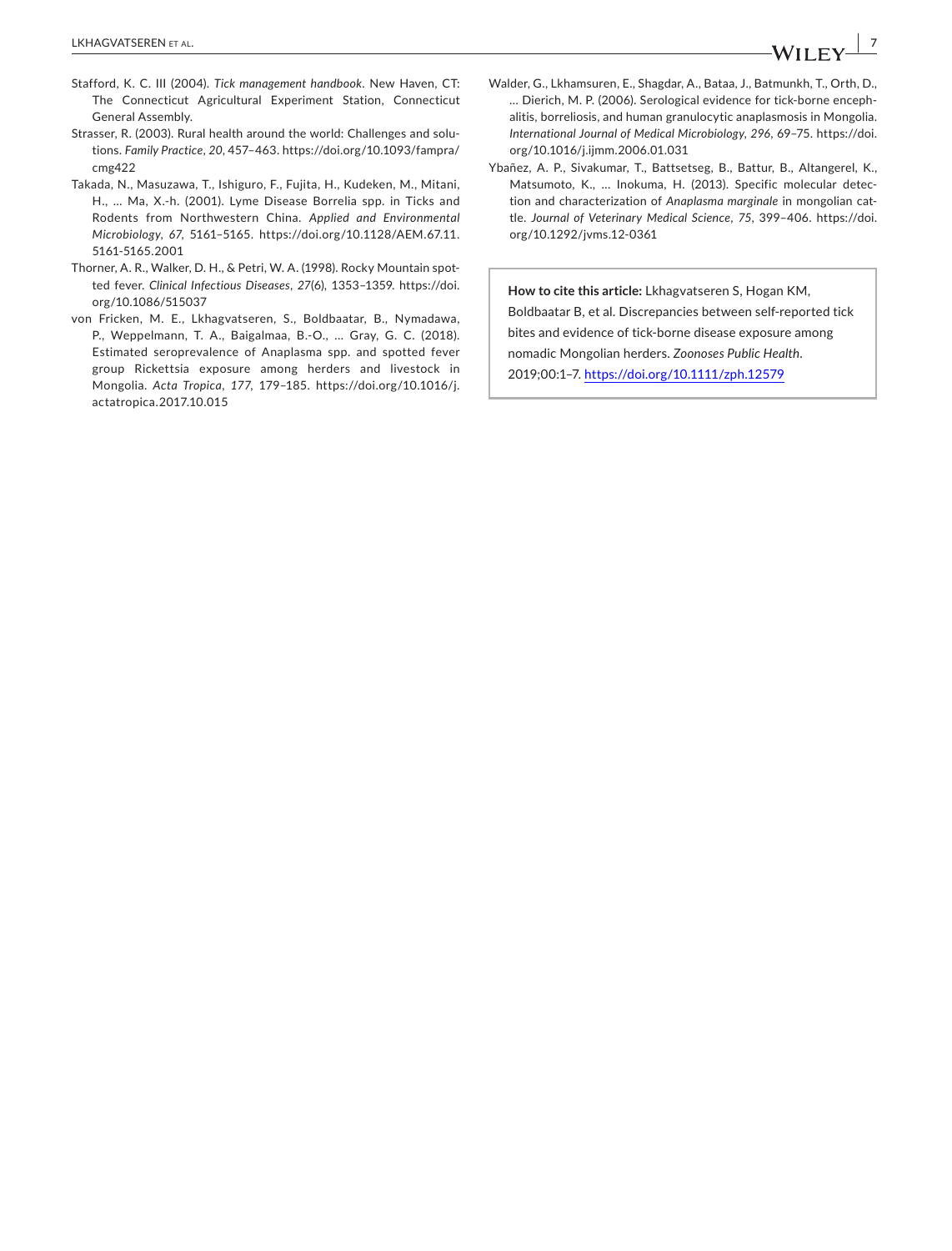Stafford, K. C. III (2004). *Tick management handbook*. New Haven, CT: The Connecticut Agricultural Experiment Station, Connecticut General Assembly.

Strasser, R. (2003). Rural health around the world: Challenges and solutions. *Family Practice*, *20*, 457–463. https://doi.org/10.1093/fampra/cmg422

Takada, N., Masuzawa, T., Ishiguro, F., Fujita, H., Kudeken, M., Mitani, H., … Ma, X.-h. (2001). Lyme Disease Borrelia spp. in Ticks and Rodents from Northwestern China. *Applied and Environmental Microbiology*, *67*, 5161–5165. https://doi.org/10.1128/AEM.67.11.5161-5165.2001

Thorner, A. R., Walker, D. H., & Petri, W. A. (1998). Rocky Mountain spotted fever. *Clinical Infectious Diseases*, *27*(6), 1353–1359. https://doi.org/10.1086/515037

von Fricken, M. E., Lkhagvatseren, S., Boldbaatar, B., Nymadawa, P., Weppelmann, T. A., Baigalmaa, B.-O., … Gray, G. C. (2018). Estimated seroprevalence of Anaplasma spp. and spotted fever group Rickettsia exposure among herders and livestock in Mongolia. *Acta Tropica*, *177*, 179–185. https://doi.org/10.1016/j.actatropica.2017.10.015

Walder, G., Lkhamsuren, E., Shagdar, A., Bataa, J., Batmunkh, T., Orth, D., … Dierich, M. P. (2006). Serological evidence for tick-borne encephalitis, borreliosis, and human granulocytic anaplasmosis in Mongolia. *International Journal of Medical Microbiology*, *296*, 69–75. https://doi.org/10.1016/j.ijmm.2006.01.031

Ybañez, A. P., Sivakumar, T., Battsetseg, B., Battur, B., Altangerel, K., Matsumoto, K., … Inokuma, H. (2013). Specific molecular detection and characterization of *Anaplasma marginale* in mongolian cattle. *Journal of Veterinary Medical Science*, *75*, 399–406. https://doi.org/10.1292/jvms.12-0361

**How to cite this article:** Lkhagvatseren S, Hogan KM, Boldbaatar B, et al. Discrepancies between self-reported tick bites and evidence of tick-borne disease exposure among nomadic Mongolian herders. *Zoonoses Public Health*. 2019;00:1–7. https://doi.org/10.1111/zph.12579